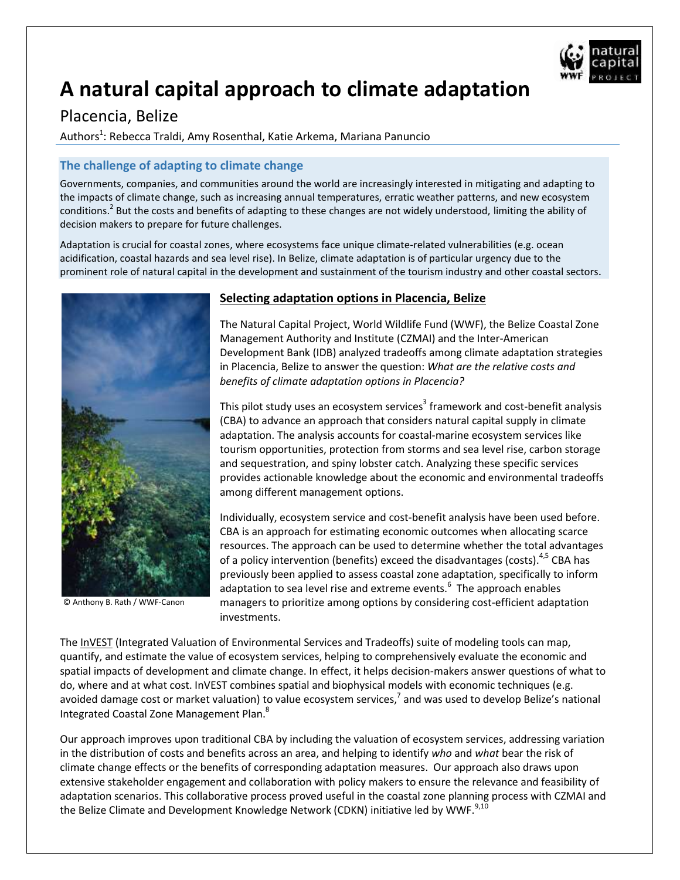# A natural capital approach to climate adaptation

## Placencia, Belize

Authors[1]: Rebecca Traldi, Amy Rosenthal, Katie Arkema, Mariana Panuncio

### The challenge of adapting to climate change

Governments, companies, and communities around the world are increasingly interested in mitigating and adapting to the impacts of climate change, such as increasing annual temperatures, erratic weather patterns, and new ecosystem conditions.[2] But the costs and benefits of adapting to these changes are not widely understood, limiting the ability of decision makers to prepare for future challenges.

Adaptation is crucial for coastal zones, where ecosystems face unique climate-related vulnerabilities (e.g. ocean acidification, coastal hazards and sea level rise). In Belize, climate adaptation is of particular urgency due to the prominent role of natural capital in the development and sustainment of the tourism industry and other coastal sectors.

© Anthony B. Rath / WWF-Canon

### Selecting adaptation options in Placencia, Belize

The Natural Capital Project, World Wildlife Fund (WWF), the Belize Coastal Zone Management Authority and Institute (CZMAI) and the Inter-American Development Bank (IDB) analyzed tradeoffs among climate adaptation strategies in Placencia, Belize to answer the question: *What are the relative costs and benefits of climate adaptation options in Placencia?*

This pilot study uses an ecosystem services[3] framework and cost-benefit analysis (CBA) to advance an approach that considers natural capital supply in climate adaptation. The analysis accounts for coastal-marine ecosystem services like tourism opportunities, protection from storms and sea level rise, carbon storage and sequestration, and spiny lobster catch. Analyzing these specific services provides actionable knowledge about the economic and environmental tradeoffs among different management options.

Individually, ecosystem service and cost-benefit analysis have been used before. CBA is an approach for estimating economic outcomes when allocating scarce resources. The approach can be used to determine whether the total advantages of a policy intervention (benefits) exceed the disadvantages (costs).[4,5] CBA has previously been applied to assess coastal zone adaptation, specifically to inform adaptation to sea level rise and extreme events.[6] The approach enables managers to prioritize among options by considering cost-efficient adaptation investments.

The InVEST (Integrated Valuation of Environmental Services and Tradeoffs) suite of modeling tools can map, quantify, and estimate the value of ecosystem services, helping to comprehensively evaluate the economic and spatial impacts of development and climate change. In effect, it helps decision-makers answer questions of what to do, where and at what cost. InVEST combines spatial and biophysical models with economic techniques (e.g. avoided damage cost or market valuation) to value ecosystem services,[7] and was used to develop Belize's national Integrated Coastal Zone Management Plan.[8]

Our approach improves upon traditional CBA by including the valuation of ecosystem services, addressing variation in the distribution of costs and benefits across an area, and helping to identify *who* and *what* bear the risk of climate change effects or the benefits of corresponding adaptation measures. Our approach also draws upon extensive stakeholder engagement and collaboration with policy makers to ensure the relevance and feasibility of adaptation scenarios. This collaborative process proved useful in the coastal zone planning process with CZMAI and the Belize Climate and Development Knowledge Network (CDKN) initiative led by WWF.[9,10]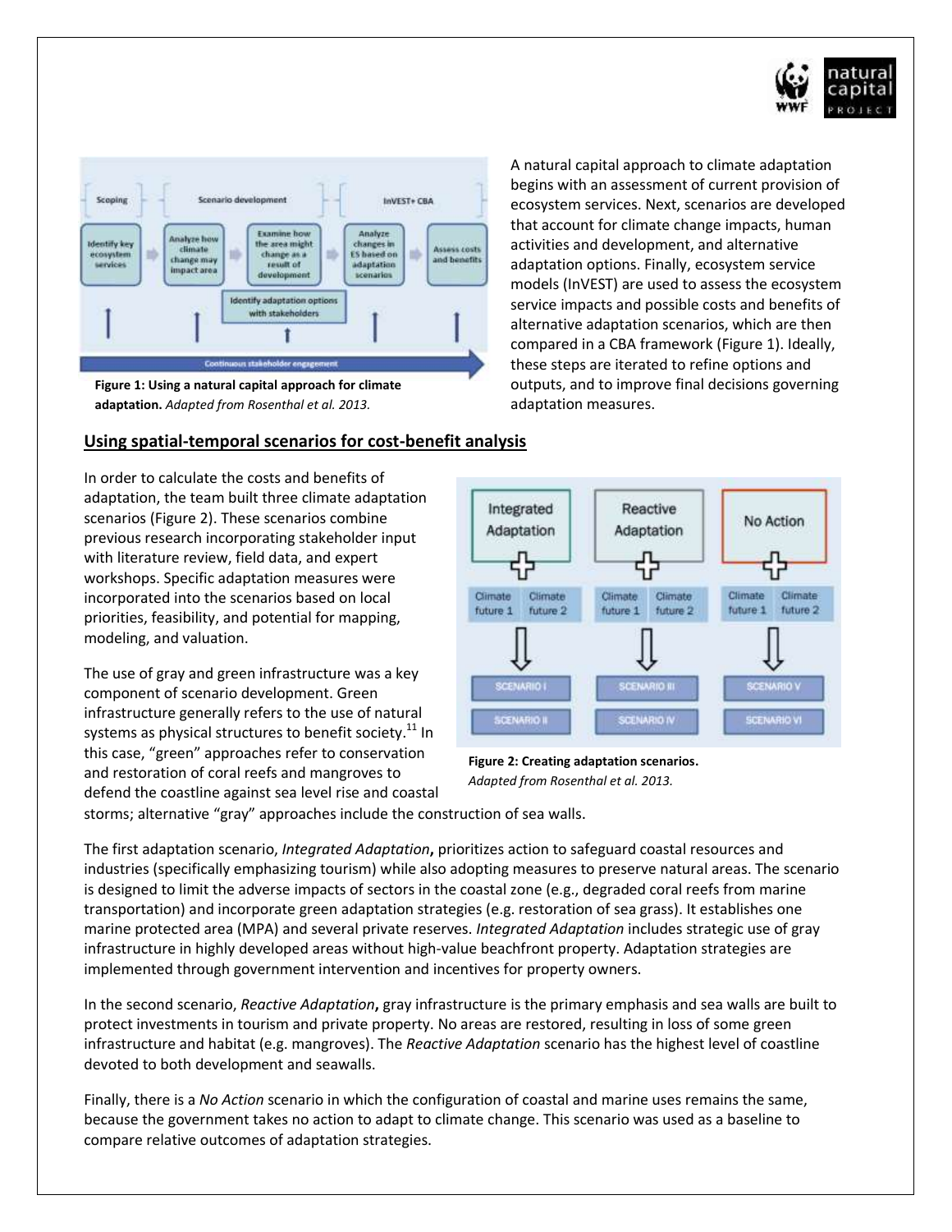A natural capital approach to climate adaptation begins with an assessment of current provision of ecosystem services. Next, scenarios are developed that account for climate change impacts, human activities and development, and alternative adaptation options. Finally, ecosystem service models (InVEST) are used to assess the ecosystem service impacts and possible costs and benefits of alternative adaptation scenarios, which are then compared in a CBA framework (Figure 1). Ideally, these steps are iterated to refine options and outputs, and to improve final decisions governing adaptation measures.

**Figure 1: Using a natural capital approach for climate adaptation.** *Adapted from Rosenthal et al. 2013.*

## Using spatial-temporal scenarios for cost-benefit analysis

In order to calculate the costs and benefits of adaptation, the team built three climate adaptation scenarios (Figure 2). These scenarios combine previous research incorporating stakeholder input with literature review, field data, and expert workshops. Specific adaptation measures were incorporated into the scenarios based on local priorities, feasibility, and potential for mapping, modeling, and valuation.

**Figure 2: Creating adaptation scenarios.** *Adapted from Rosenthal et al. 2013.*

The use of gray and green infrastructure was a key component of scenario development. Green infrastructure generally refers to the use of natural systems as physical structures to benefit society.[11] In this case, "green" approaches refer to conservation and restoration of coral reefs and mangroves to defend the coastline against sea level rise and coastal storms; alternative "gray" approaches include the construction of sea walls.

The first adaptation scenario, *Integrated Adaptation***,** prioritizes action to safeguard coastal resources and industries (specifically emphasizing tourism) while also adopting measures to preserve natural areas. The scenario is designed to limit the adverse impacts of sectors in the coastal zone (e.g., degraded coral reefs from marine transportation) and incorporate green adaptation strategies (e.g. restoration of sea grass). It establishes one marine protected area (MPA) and several private reserves. *Integrated Adaptation* includes strategic use of gray infrastructure in highly developed areas without high-value beachfront property. Adaptation strategies are implemented through government intervention and incentives for property owners.

In the second scenario, *Reactive Adaptation***,** gray infrastructure is the primary emphasis and sea walls are built to protect investments in tourism and private property. No areas are restored, resulting in loss of some green infrastructure and habitat (e.g. mangroves). The *Reactive Adaptation* scenario has the highest level of coastline devoted to both development and seawalls.

Finally, there is a *No Action* scenario in which the configuration of coastal and marine uses remains the same, because the government takes no action to adapt to climate change. This scenario was used as a baseline to compare relative outcomes of adaptation strategies.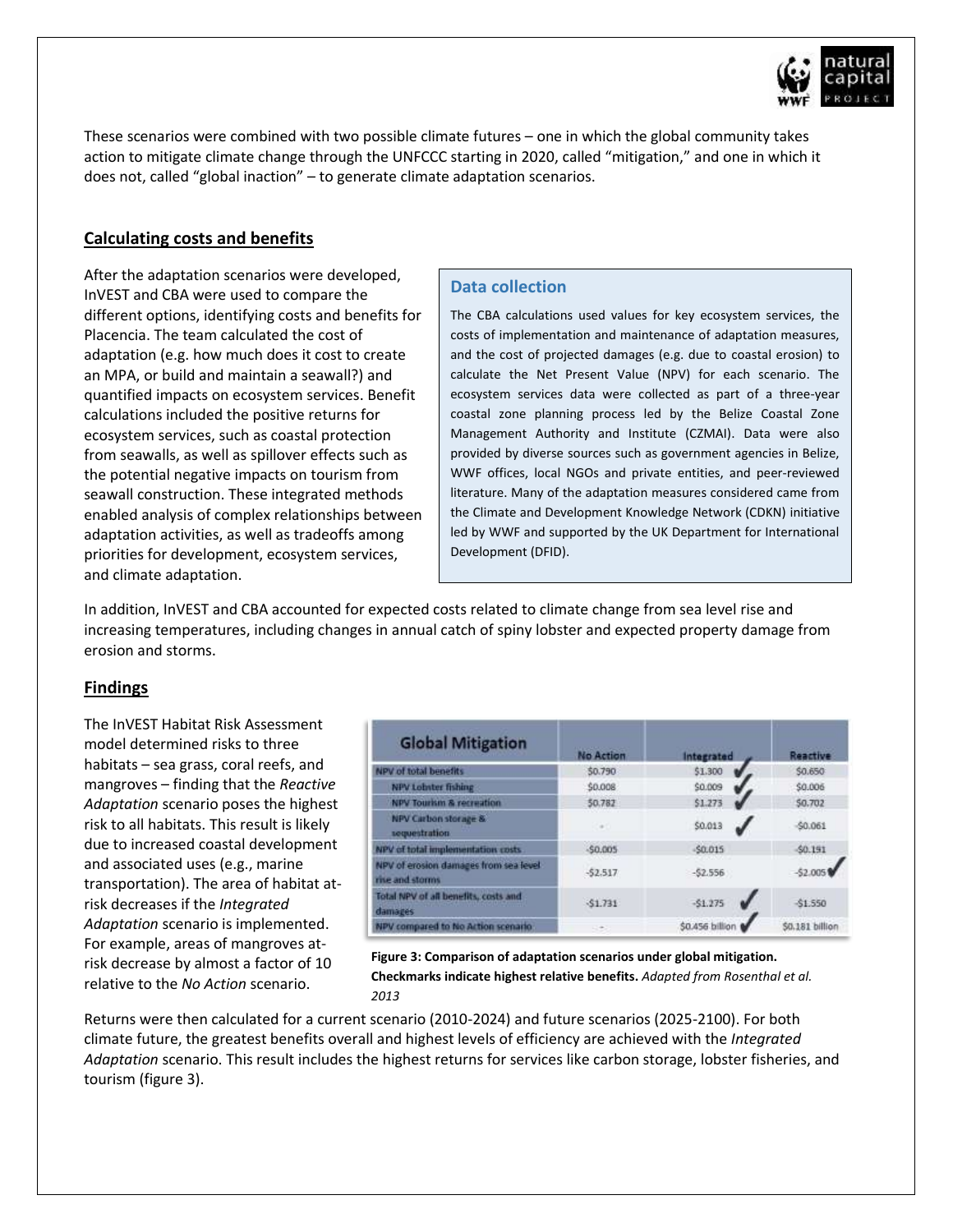These scenarios were combined with two possible climate futures – one in which the global community takes action to mitigate climate change through the UNFCCC starting in 2020, called "mitigation," and one in which it does not, called "global inaction" – to generate climate adaptation scenarios.

## Calculating costs and benefits

After the adaptation scenarios were developed, InVEST and CBA were used to compare the different options, identifying costs and benefits for Placencia. The team calculated the cost of adaptation (e.g. how much does it cost to create an MPA, or build and maintain a seawall?) and quantified impacts on ecosystem services. Benefit calculations included the positive returns for ecosystem services, such as coastal protection from seawalls, as well as spillover effects such as the potential negative impacts on tourism from seawall construction. These integrated methods enabled analysis of complex relationships between adaptation activities, as well as tradeoffs among priorities for development, ecosystem services, and climate adaptation.

### Data collection

The CBA calculations used values for key ecosystem services, the costs of implementation and maintenance of adaptation measures, and the cost of projected damages (e.g. due to coastal erosion) to calculate the Net Present Value (NPV) for each scenario. The ecosystem services data were collected as part of a three-year coastal zone planning process led by the Belize Coastal Zone Management Authority and Institute (CZMAI). Data were also provided by diverse sources such as government agencies in Belize, WWF offices, local NGOs and private entities, and peer-reviewed literature. Many of the adaptation measures considered came from the Climate and Development Knowledge Network (CDKN) initiative led by WWF and supported by the UK Department for International Development (DFID).

In addition, InVEST and CBA accounted for expected costs related to climate change from sea level rise and increasing temperatures, including changes in annual catch of spiny lobster and expected property damage from erosion and storms.

## Findings

The InVEST Habitat Risk Assessment model determined risks to three habitats – sea grass, coral reefs, and mangroves – finding that the *Reactive Adaptation* scenario poses the highest risk to all habitats. This result is likely due to increased coastal development and associated uses (e.g., marine transportation). The area of habitat at-risk decreases if the *Integrated Adaptation* scenario is implemented. For example, areas of mangroves at-risk decrease by almost a factor of 10 relative to the *No Action* scenario.

| Global Mitigation | No Action | Integrated | Reactive |
|---|---|---|---|
| NPV of total benefits | $0.790 | $1.300 ✓ | $0.650 |
| NPV Lobster fishing | $0.008 | $0.009 ✓ | $0.006 |
| NPV Tourism & recreation | $0.782 | $1.273 ✓ | $0.702 |
| NPV Carbon storage & sequestration | - | $0.013 ✓ | -$0.061 |
| NPV of total implementation costs | -$0.005 | -$0.015 | -$0.191 |
| NPV of erosion damages from sea level rise and storms | -$2.517 | -$2.556 | -$2.005 ✓ |
| Total NPV of all benefits, costs and damages | -$1.731 | -$1.275 ✓ | -$1.550 |
| NPV compared to No Action scenario | - | $0.456 billion ✓ | $0.181 billion |

**Figure 3: Comparison of adaptation scenarios under global mitigation. Checkmarks indicate highest relative benefits.** *Adapted from Rosenthal et al. 2013*

Returns were then calculated for a current scenario (2010-2024) and future scenarios (2025-2100). For both climate future, the greatest benefits overall and highest levels of efficiency are achieved with the *Integrated Adaptation* scenario. This result includes the highest returns for services like carbon storage, lobster fisheries, and tourism (figure 3).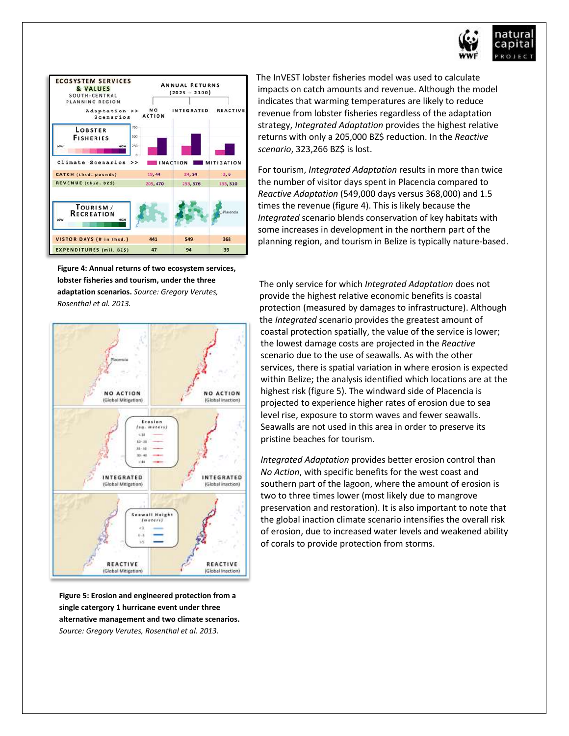The InVEST lobster fisheries model was used to calculate impacts on catch amounts and revenue. Although the model indicates that warming temperatures are likely to reduce revenue from lobster fisheries regardless of the adaptation strategy, *Integrated Adaptation* provides the highest relative returns with only a 205,000 BZ$ reduction. In the *Reactive scenario*, 323,266 BZ$ is lost.

For tourism, *Integrated Adaptation* results in more than twice the number of visitor days spent in Placencia compared to *Reactive Adaptation* (549,000 days versus 368,000) and 1.5 times the revenue (figure 4). This is likely because the *Integrated* scenario blends conservation of key habitats with some increases in development in the northern part of the planning region, and tourism in Belize is typically nature-based.

| Ecosystem Services & Values, South-Central Planning Region — Annual Returns (2025 – 2100) | No Action | Integrated | Reactive |
|---|---|---|---|
| **Lobster Fisheries** | | | |
| Catch (thsd. pounds) | 19, 44 | 24, 54 | 3, 6 |
| Revenue (thsd. BZ$) | 205, 470 | 253, 576 | 135, 310 |
| **Tourism / Recreation** | | | |
| Visitor Days (# in thsd.) | 441 | 549 | 368 |
| Expenditures (mil. BZ$) | 47 | 94 | 39 |

**Figure 4: Annual returns of two ecosystem services, lobster fisheries and tourism, under the three adaptation scenarios.** *Source: Gregory Verutes, Rosenthal et al. 2013.*

The only service for which *Integrated Adaptation* does not provide the highest relative economic benefits is coastal protection (measured by damages to infrastructure). Although the *Integrated* scenario provides the greatest amount of coastal protection spatially, the value of the service is lower; the lowest damage costs are projected in the *Reactive* scenario due to the use of seawalls. As with the other services, there is spatial variation in where erosion is expected within Belize; the analysis identified which locations are at the highest risk (figure 5). The windward side of Placencia is projected to experience higher rates of erosion due to sea level rise, exposure to storm waves and fewer seawalls. Seawalls are not used in this area in order to preserve its pristine beaches for tourism.

*Integrated Adaptation* provides better erosion control than *No Action*, with specific benefits for the west coast and southern part of the lagoon, where the amount of erosion is two to three times lower (most likely due to mangrove preservation and restoration). It is also important to note that the global inaction climate scenario intensifies the overall risk of erosion, due to increased water levels and weakened ability of corals to provide protection from storms.

**Figure 5: Erosion and engineered protection from a single category 1 hurricane event under three alternative management and two climate scenarios.** *Source: Gregory Verutes, Rosenthal et al. 2013.*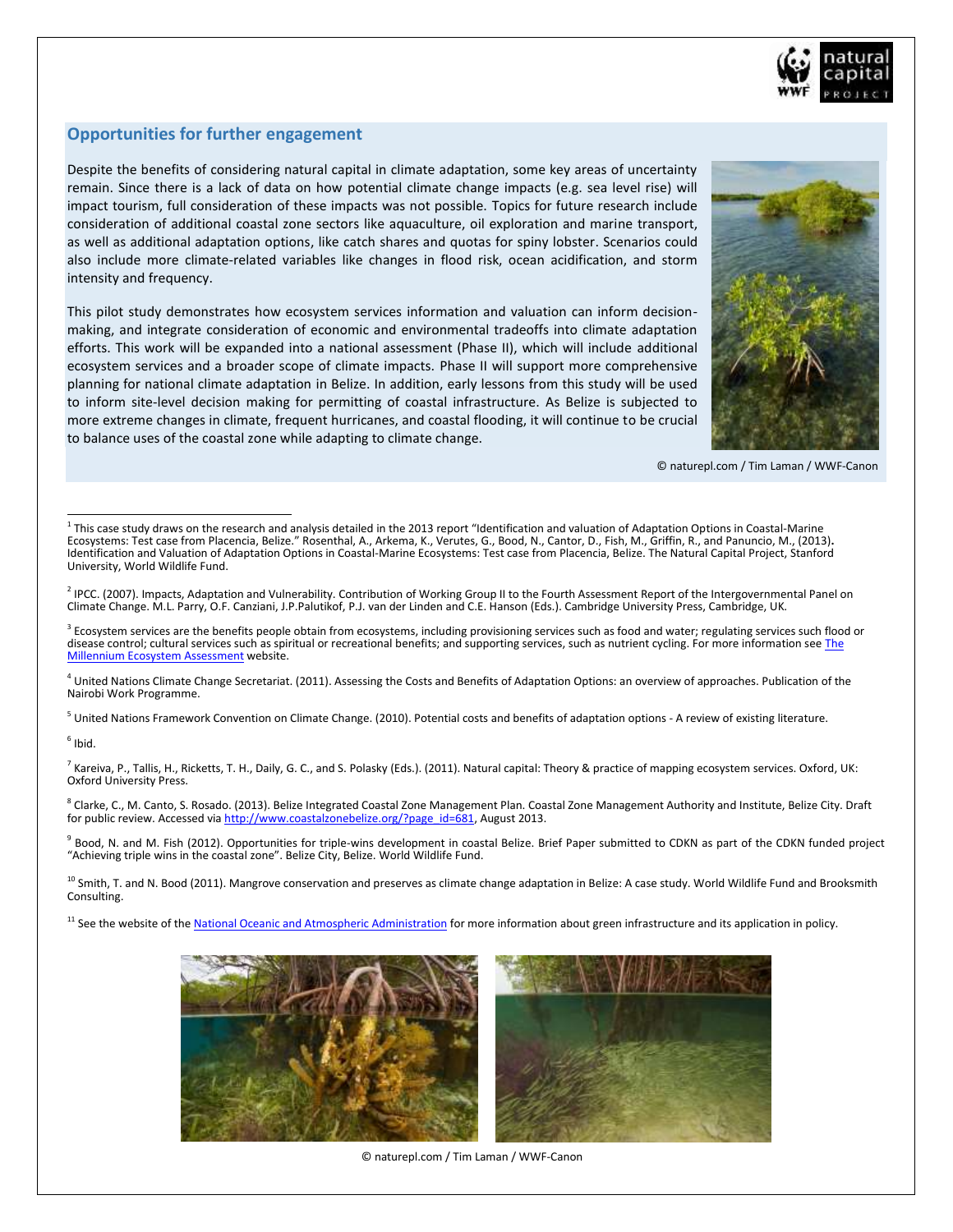## Opportunities for further engagement

Despite the benefits of considering natural capital in climate adaptation, some key areas of uncertainty remain. Since there is a lack of data on how potential climate change impacts (e.g. sea level rise) will impact tourism, full consideration of these impacts was not possible. Topics for future research include consideration of additional coastal zone sectors like aquaculture, oil exploration and marine transport, as well as additional adaptation options, like catch shares and quotas for spiny lobster. Scenarios could also include more climate-related variables like changes in flood risk, ocean acidification, and storm intensity and frequency.

This pilot study demonstrates how ecosystem services information and valuation can inform decision-making, and integrate consideration of economic and environmental tradeoffs into climate adaptation efforts. This work will be expanded into a national assessment (Phase II), which will include additional ecosystem services and a broader scope of climate impacts. Phase II will support more comprehensive planning for national climate adaptation in Belize. In addition, early lessons from this study will be used to inform site-level decision making for permitting of coastal infrastructure. As Belize is subjected to more extreme changes in climate, frequent hurricanes, and coastal flooding, it will continue to be crucial to balance uses of the coastal zone while adapting to climate change.

© naturepl.com / Tim Laman / WWF-Canon

---

[1] This case study draws on the research and analysis detailed in the 2013 report "Identification and valuation of Adaptation Options in Coastal-Marine Ecosystems: Test case from Placencia, Belize." Rosenthal, A., Arkema, K., Verutes, G., Bood, N., Cantor, D., Fish, M., Griffin, R., and Panuncio, M., (2013). Identification and Valuation of Adaptation Options in Coastal-Marine Ecosystems: Test case from Placencia, Belize. The Natural Capital Project, Stanford University, World Wildlife Fund.

[2] IPCC. (2007). Impacts, Adaptation and Vulnerability. Contribution of Working Group II to the Fourth Assessment Report of the Intergovernmental Panel on Climate Change. M.L. Parry, O.F. Canziani, J.P.Palutikof, P.J. van der Linden and C.E. Hanson (Eds.). Cambridge University Press, Cambridge, UK.

[3] Ecosystem services are the benefits people obtain from ecosystems, including provisioning services such as food and water; regulating services such flood or disease control; cultural services such as spiritual or recreational benefits; and supporting services, such as nutrient cycling. For more information see The Millennium Ecosystem Assessment website.

[4] United Nations Climate Change Secretariat. (2011). Assessing the Costs and Benefits of Adaptation Options: an overview of approaches. Publication of the Nairobi Work Programme.

[5] United Nations Framework Convention on Climate Change. (2010). Potential costs and benefits of adaptation options - A review of existing literature.

[6] Ibid.

[7] Kareiva, P., Tallis, H., Ricketts, T. H., Daily, G. C., and S. Polasky (Eds.). (2011). Natural capital: Theory & practice of mapping ecosystem services. Oxford, UK: Oxford University Press.

[8] Clarke, C., M. Canto, S. Rosado. (2013). Belize Integrated Coastal Zone Management Plan. Coastal Zone Management Authority and Institute, Belize City. Draft for public review. Accessed via http://www.coastalzonebelize.org/?page_id=681, August 2013.

[9] Bood, N. and M. Fish (2012). Opportunities for triple-wins development in coastal Belize. Brief Paper submitted to CDKN as part of the CDKN funded project "Achieving triple wins in the coastal zone". Belize City, Belize. World Wildlife Fund.

[10] Smith, T. and N. Bood (2011). Mangrove conservation and preserves as climate change adaptation in Belize: A case study. World Wildlife Fund and Brooksmith Consulting.

[11] See the website of the National Oceanic and Atmospheric Administration for more information about green infrastructure and its application in policy.

© naturepl.com / Tim Laman / WWF-Canon